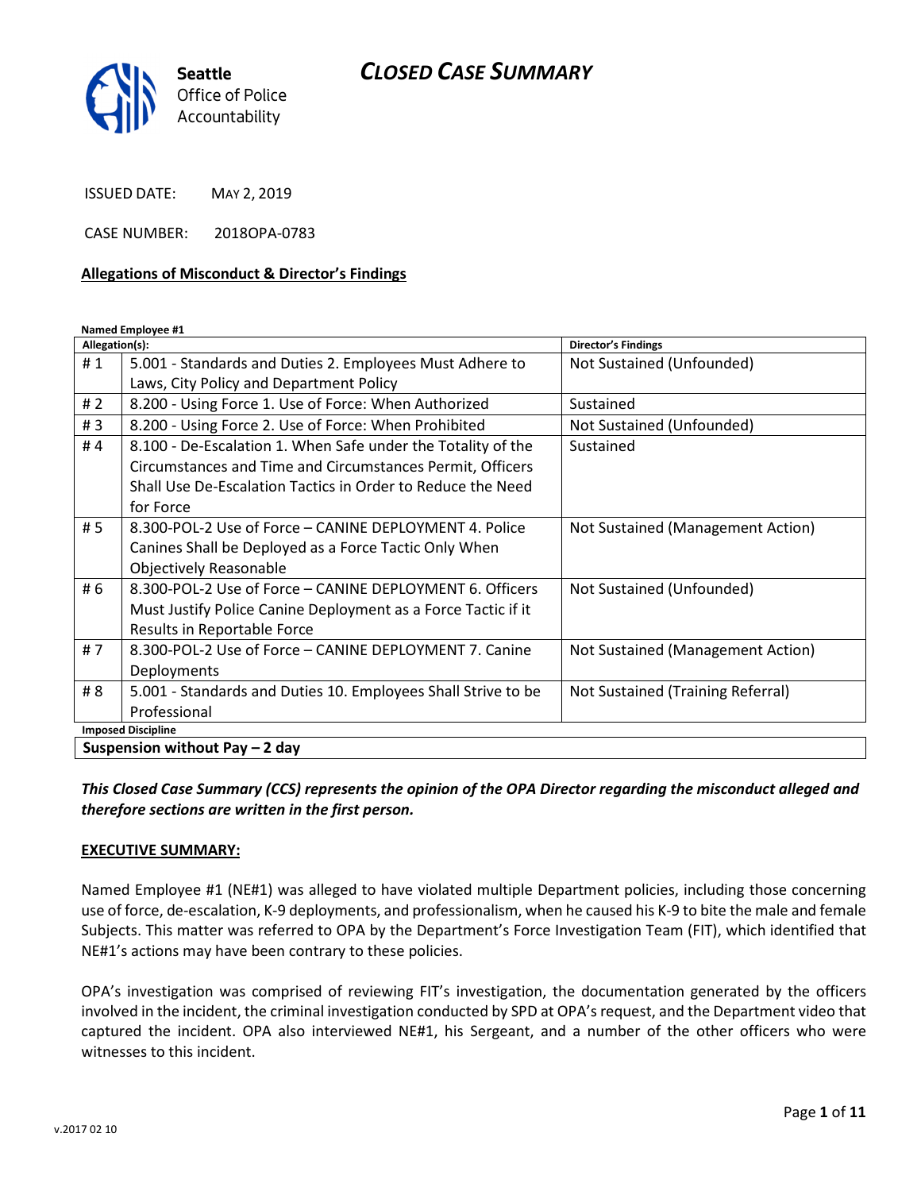Seattle Office of Police Accountability

# CLOSED CASE SUMMARY

ISSUED DATE: MAY 2, 2019

CASE NUMBER: 2018OPA-0783

**Allegations of Misconduct & Director's Findings**

**Named Employee #1**

| Allegation(s): | | Director's Findings |
|---|---|---|
| # 1 | 5.001 - Standards and Duties 2. Employees Must Adhere to Laws, City Policy and Department Policy | Not Sustained (Unfounded) |
| # 2 | 8.200 - Using Force 1. Use of Force: When Authorized | Sustained |
| # 3 | 8.200 - Using Force 2. Use of Force: When Prohibited | Not Sustained (Unfounded) |
| # 4 | 8.100 - De-Escalation 1. When Safe under the Totality of the Circumstances and Time and Circumstances Permit, Officers Shall Use De-Escalation Tactics in Order to Reduce the Need for Force | Sustained |
| # 5 | 8.300-POL-2 Use of Force – CANINE DEPLOYMENT 4. Police Canines Shall be Deployed as a Force Tactic Only When Objectively Reasonable | Not Sustained (Management Action) |
| # 6 | 8.300-POL-2 Use of Force – CANINE DEPLOYMENT 6. Officers Must Justify Police Canine Deployment as a Force Tactic if it Results in Reportable Force | Not Sustained (Unfounded) |
| # 7 | 8.300-POL-2 Use of Force – CANINE DEPLOYMENT 7. Canine Deployments | Not Sustained (Management Action) |
| # 8 | 5.001 - Standards and Duties 10. Employees Shall Strive to be Professional | Not Sustained (Training Referral) |
| **Imposed Discipline** | | |
| **Suspension without Pay – 2 day** | | |

***This Closed Case Summary (CCS) represents the opinion of the OPA Director regarding the misconduct alleged and therefore sections are written in the first person.***

**EXECUTIVE SUMMARY:**

Named Employee #1 (NE#1) was alleged to have violated multiple Department policies, including those concerning use of force, de-escalation, K-9 deployments, and professionalism, when he caused his K-9 to bite the male and female Subjects. This matter was referred to OPA by the Department's Force Investigation Team (FIT), which identified that NE#1's actions may have been contrary to these policies.

OPA's investigation was comprised of reviewing FIT's investigation, the documentation generated by the officers involved in the incident, the criminal investigation conducted by SPD at OPA's request, and the Department video that captured the incident. OPA also interviewed NE#1, his Sergeant, and a number of the other officers who were witnesses to this incident.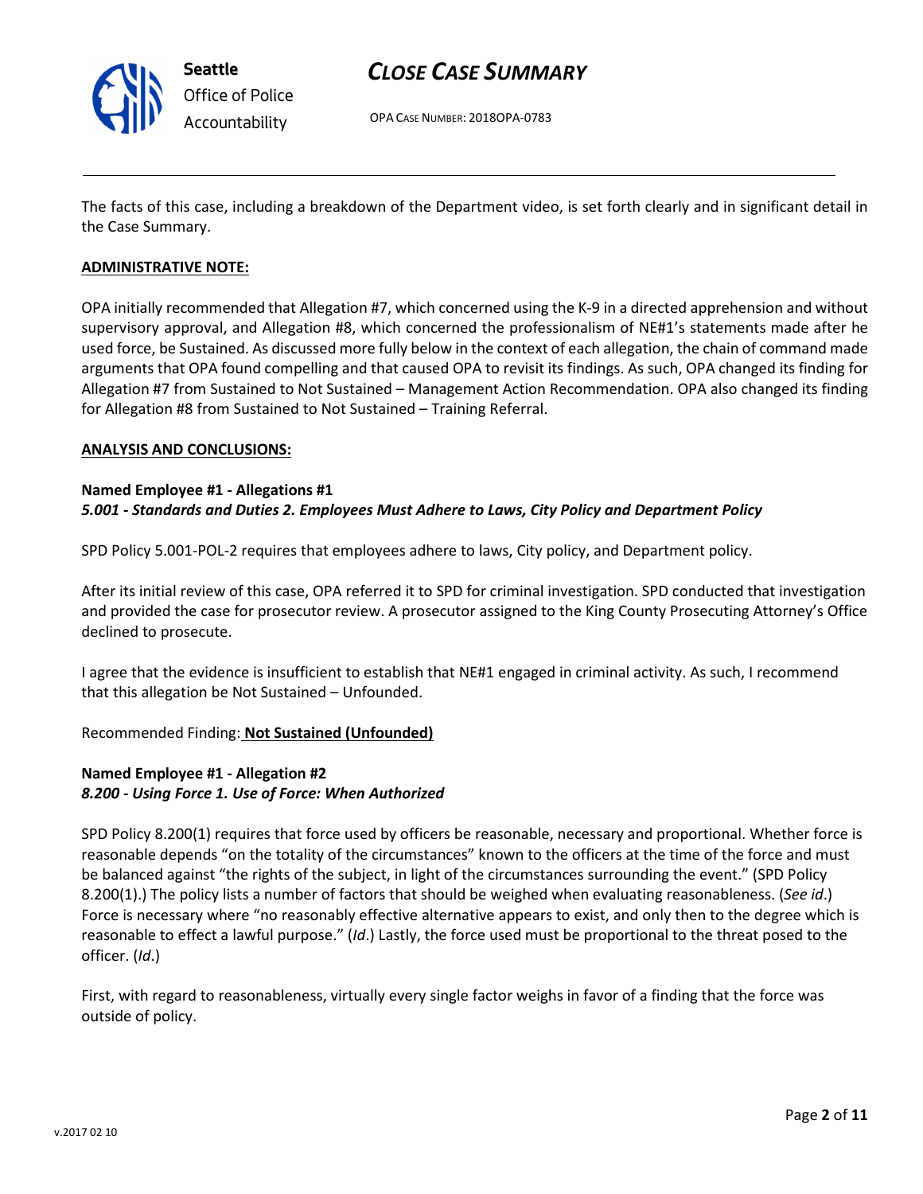The facts of this case, including a breakdown of the Department video, is set forth clearly and in significant detail in the Case Summary.

**ADMINISTRATIVE NOTE:**

OPA initially recommended that Allegation #7, which concerned using the K-9 in a directed apprehension and without supervisory approval, and Allegation #8, which concerned the professionalism of NE#1's statements made after he used force, be Sustained. As discussed more fully below in the context of each allegation, the chain of command made arguments that OPA found compelling and that caused OPA to revisit its findings. As such, OPA changed its finding for Allegation #7 from Sustained to Not Sustained – Management Action Recommendation. OPA also changed its finding for Allegation #8 from Sustained to Not Sustained – Training Referral.

**ANALYSIS AND CONCLUSIONS:**

**Named Employee #1 - Allegations #1**
***5.001 - Standards and Duties 2. Employees Must Adhere to Laws, City Policy and Department Policy***

SPD Policy 5.001-POL-2 requires that employees adhere to laws, City policy, and Department policy.

After its initial review of this case, OPA referred it to SPD for criminal investigation. SPD conducted that investigation and provided the case for prosecutor review. A prosecutor assigned to the King County Prosecuting Attorney's Office declined to prosecute.

I agree that the evidence is insufficient to establish that NE#1 engaged in criminal activity. As such, I recommend that this allegation be Not Sustained – Unfounded.

Recommended Finding: **Not Sustained (Unfounded)**

**Named Employee #1 - Allegation #2**
***8.200 - Using Force 1. Use of Force: When Authorized***

SPD Policy 8.200(1) requires that force used by officers be reasonable, necessary and proportional. Whether force is reasonable depends "on the totality of the circumstances" known to the officers at the time of the force and must be balanced against "the rights of the subject, in light of the circumstances surrounding the event." (SPD Policy 8.200(1).) The policy lists a number of factors that should be weighed when evaluating reasonableness. (*See id*.) Force is necessary where "no reasonably effective alternative appears to exist, and only then to the degree which is reasonable to effect a lawful purpose." (*Id*.) Lastly, the force used must be proportional to the threat posed to the officer. (*Id*.)

First, with regard to reasonableness, virtually every single factor weighs in favor of a finding that the force was outside of policy.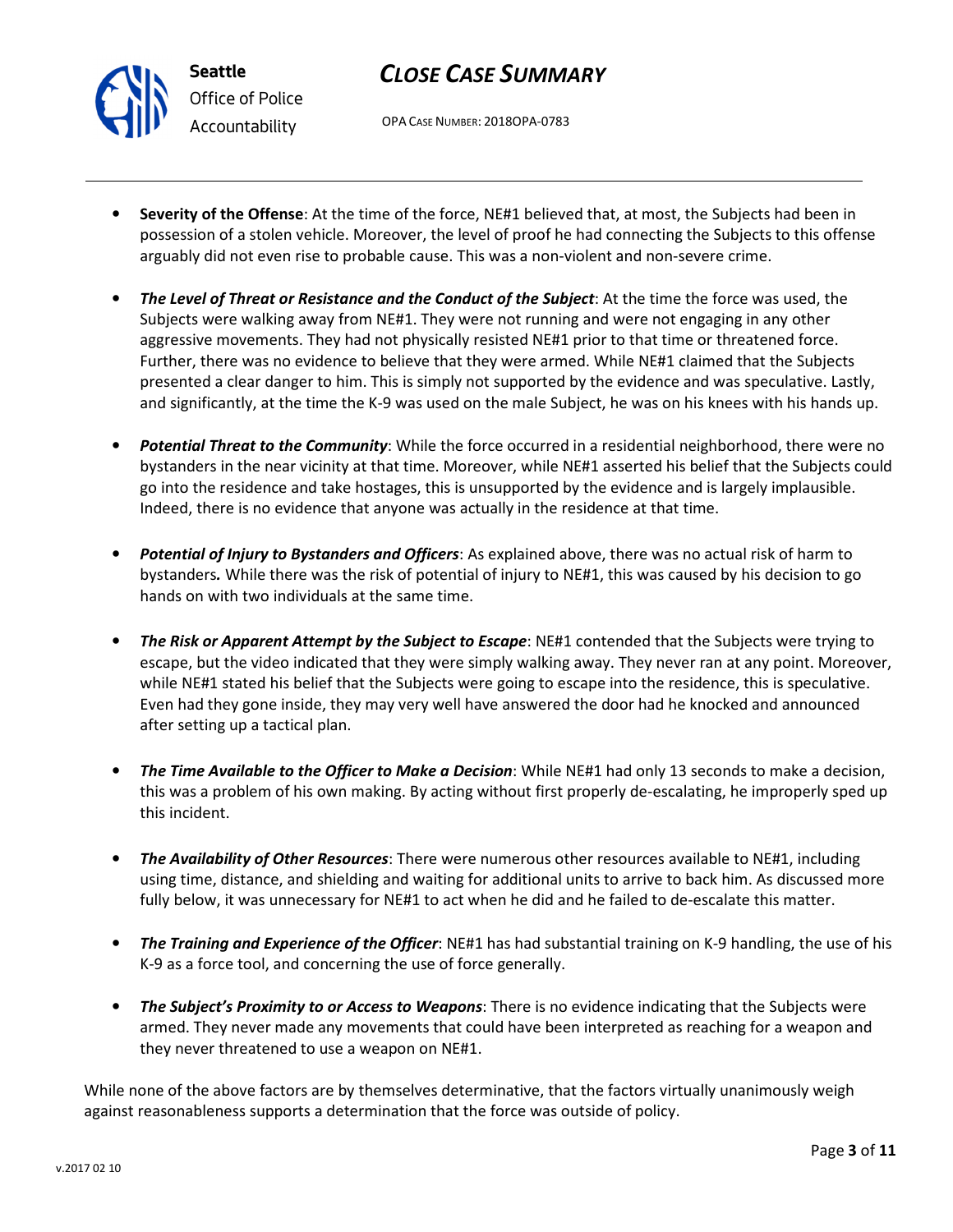- **Severity of the Offense**: At the time of the force, NE#1 believed that, at most, the Subjects had been in possession of a stolen vehicle. Moreover, the level of proof he had connecting the Subjects to this offense arguably did not even rise to probable cause. This was a non-violent and non-severe crime.

- ***The Level of Threat or Resistance and the Conduct of the Subject***: At the time the force was used, the Subjects were walking away from NE#1. They were not running and were not engaging in any other aggressive movements. They had not physically resisted NE#1 prior to that time or threatened force. Further, there was no evidence to believe that they were armed. While NE#1 claimed that the Subjects presented a clear danger to him. This is simply not supported by the evidence and was speculative. Lastly, and significantly, at the time the K-9 was used on the male Subject, he was on his knees with his hands up.

- ***Potential Threat to the Community***: While the force occurred in a residential neighborhood, there were no bystanders in the near vicinity at that time. Moreover, while NE#1 asserted his belief that the Subjects could go into the residence and take hostages, this is unsupported by the evidence and is largely implausible. Indeed, there is no evidence that anyone was actually in the residence at that time.

- ***Potential of Injury to Bystanders and Officers***: As explained above, there was no actual risk of harm to bystanders*.* While there was the risk of potential of injury to NE#1, this was caused by his decision to go hands on with two individuals at the same time.

- ***The Risk or Apparent Attempt by the Subject to Escape***: NE#1 contended that the Subjects were trying to escape, but the video indicated that they were simply walking away. They never ran at any point. Moreover, while NE#1 stated his belief that the Subjects were going to escape into the residence, this is speculative. Even had they gone inside, they may very well have answered the door had he knocked and announced after setting up a tactical plan.

- ***The Time Available to the Officer to Make a Decision***: While NE#1 had only 13 seconds to make a decision, this was a problem of his own making. By acting without first properly de-escalating, he improperly sped up this incident.

- ***The Availability of Other Resources***: There were numerous other resources available to NE#1, including using time, distance, and shielding and waiting for additional units to arrive to back him. As discussed more fully below, it was unnecessary for NE#1 to act when he did and he failed to de-escalate this matter.

- ***The Training and Experience of the Officer***: NE#1 has had substantial training on K-9 handling, the use of his K-9 as a force tool, and concerning the use of force generally.

- ***The Subject's Proximity to or Access to Weapons***: There is no evidence indicating that the Subjects were armed. They never made any movements that could have been interpreted as reaching for a weapon and they never threatened to use a weapon on NE#1.

While none of the above factors are by themselves determinative, that the factors virtually unanimously weigh against reasonableness supports a determination that the force was outside of policy.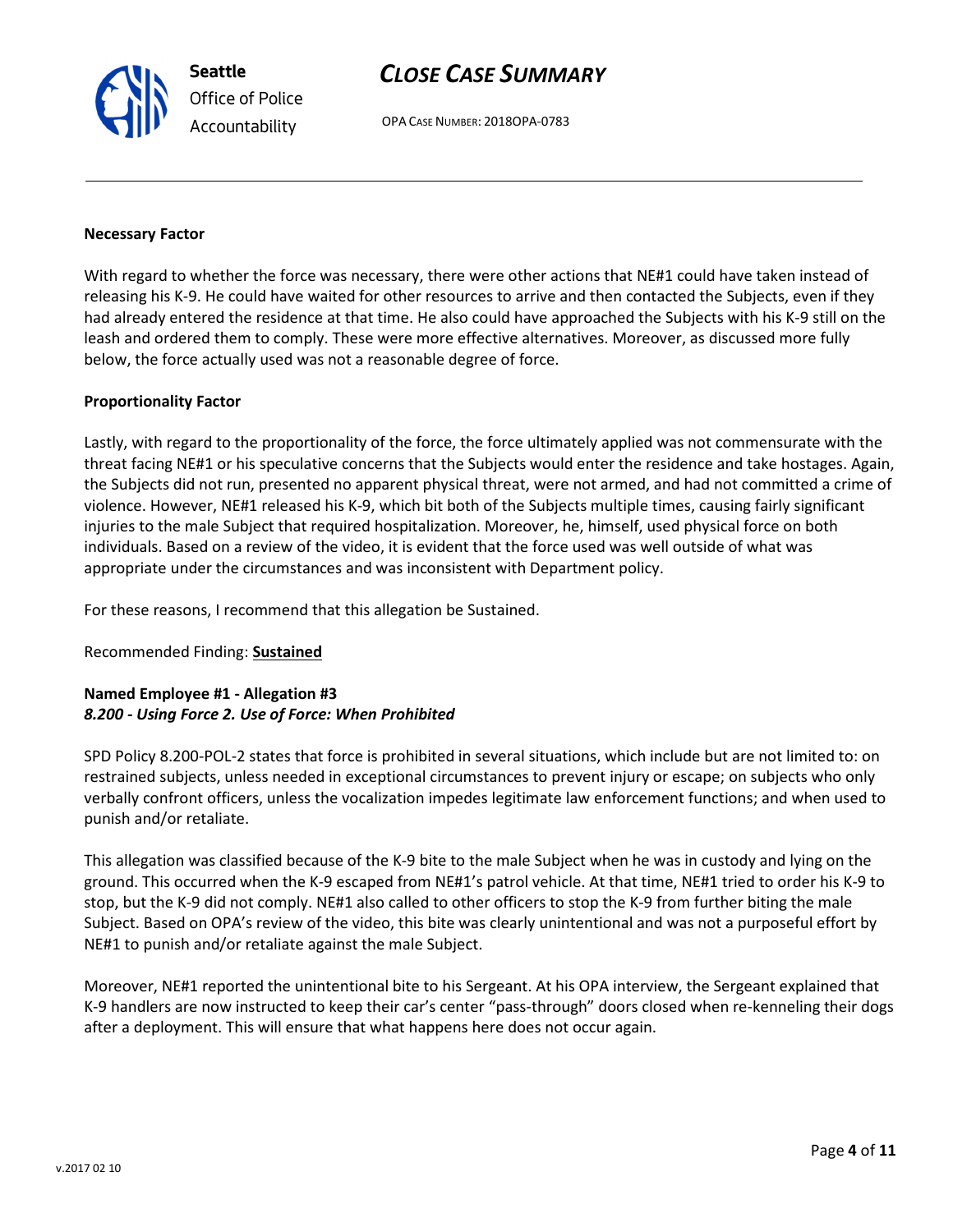**Necessary Factor**

With regard to whether the force was necessary, there were other actions that NE#1 could have taken instead of releasing his K-9. He could have waited for other resources to arrive and then contacted the Subjects, even if they had already entered the residence at that time. He also could have approached the Subjects with his K-9 still on the leash and ordered them to comply. These were more effective alternatives. Moreover, as discussed more fully below, the force actually used was not a reasonable degree of force.

**Proportionality Factor**

Lastly, with regard to the proportionality of the force, the force ultimately applied was not commensurate with the threat facing NE#1 or his speculative concerns that the Subjects would enter the residence and take hostages. Again, the Subjects did not run, presented no apparent physical threat, were not armed, and had not committed a crime of violence. However, NE#1 released his K-9, which bit both of the Subjects multiple times, causing fairly significant injuries to the male Subject that required hospitalization. Moreover, he, himself, used physical force on both individuals. Based on a review of the video, it is evident that the force used was well outside of what was appropriate under the circumstances and was inconsistent with Department policy.

For these reasons, I recommend that this allegation be Sustained.

Recommended Finding: **Sustained**

**Named Employee #1 - Allegation #3**
***8.200 - Using Force 2. Use of Force: When Prohibited***

SPD Policy 8.200-POL-2 states that force is prohibited in several situations, which include but are not limited to: on restrained subjects, unless needed in exceptional circumstances to prevent injury or escape; on subjects who only verbally confront officers, unless the vocalization impedes legitimate law enforcement functions; and when used to punish and/or retaliate.

This allegation was classified because of the K-9 bite to the male Subject when he was in custody and lying on the ground. This occurred when the K-9 escaped from NE#1's patrol vehicle. At that time, NE#1 tried to order his K-9 to stop, but the K-9 did not comply. NE#1 also called to other officers to stop the K-9 from further biting the male Subject. Based on OPA's review of the video, this bite was clearly unintentional and was not a purposeful effort by NE#1 to punish and/or retaliate against the male Subject.

Moreover, NE#1 reported the unintentional bite to his Sergeant. At his OPA interview, the Sergeant explained that K-9 handlers are now instructed to keep their car's center "pass-through" doors closed when re-kenneling their dogs after a deployment. This will ensure that what happens here does not occur again.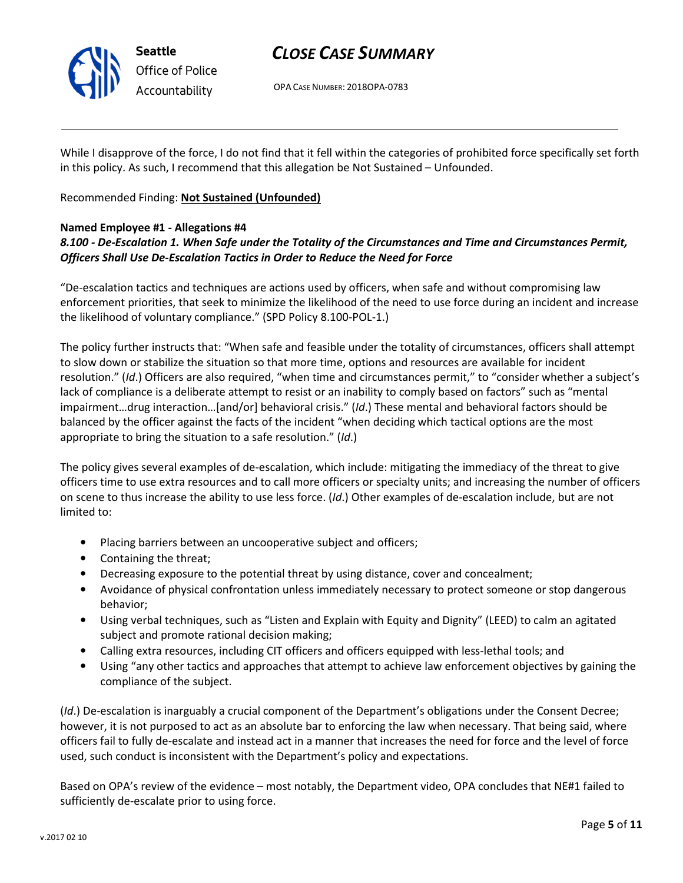While I disapprove of the force, I do not find that it fell within the categories of prohibited force specifically set forth in this policy. As such, I recommend that this allegation be Not Sustained – Unfounded.

Recommended Finding: **Not Sustained (Unfounded)**

**Named Employee #1 - Allegations #4**
***8.100 - De-Escalation 1. When Safe under the Totality of the Circumstances and Time and Circumstances Permit, Officers Shall Use De-Escalation Tactics in Order to Reduce the Need for Force***

"De-escalation tactics and techniques are actions used by officers, when safe and without compromising law enforcement priorities, that seek to minimize the likelihood of the need to use force during an incident and increase the likelihood of voluntary compliance." (SPD Policy 8.100-POL-1.)

The policy further instructs that: "When safe and feasible under the totality of circumstances, officers shall attempt to slow down or stabilize the situation so that more time, options and resources are available for incident resolution." (*Id*.) Officers are also required, "when time and circumstances permit," to "consider whether a subject's lack of compliance is a deliberate attempt to resist or an inability to comply based on factors" such as "mental impairment…drug interaction…[and/or] behavioral crisis." (*Id*.) These mental and behavioral factors should be balanced by the officer against the facts of the incident "when deciding which tactical options are the most appropriate to bring the situation to a safe resolution." (*Id*.)

The policy gives several examples of de-escalation, which include: mitigating the immediacy of the threat to give officers time to use extra resources and to call more officers or specialty units; and increasing the number of officers on scene to thus increase the ability to use less force. (*Id*.) Other examples of de-escalation include, but are not limited to:

- Placing barriers between an uncooperative subject and officers;
- Containing the threat;
- Decreasing exposure to the potential threat by using distance, cover and concealment;
- Avoidance of physical confrontation unless immediately necessary to protect someone or stop dangerous behavior;
- Using verbal techniques, such as "Listen and Explain with Equity and Dignity" (LEED) to calm an agitated subject and promote rational decision making;
- Calling extra resources, including CIT officers and officers equipped with less-lethal tools; and
- Using "any other tactics and approaches that attempt to achieve law enforcement objectives by gaining the compliance of the subject.

(*Id*.) De-escalation is inarguably a crucial component of the Department's obligations under the Consent Decree; however, it is not purposed to act as an absolute bar to enforcing the law when necessary. That being said, where officers fail to fully de-escalate and instead act in a manner that increases the need for force and the level of force used, such conduct is inconsistent with the Department's policy and expectations.

Based on OPA's review of the evidence – most notably, the Department video, OPA concludes that NE#1 failed to sufficiently de-escalate prior to using force.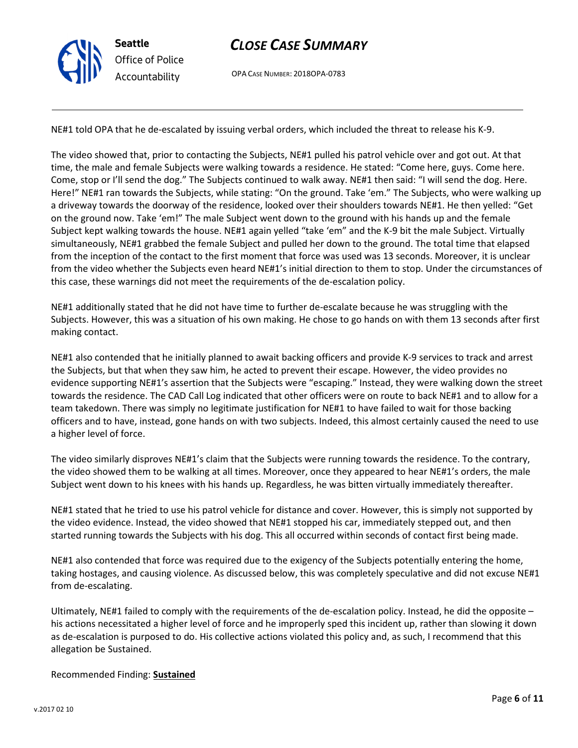NE#1 told OPA that he de-escalated by issuing verbal orders, which included the threat to release his K-9.

The video showed that, prior to contacting the Subjects, NE#1 pulled his patrol vehicle over and got out. At that time, the male and female Subjects were walking towards a residence. He stated: "Come here, guys. Come here. Come, stop or I'll send the dog." The Subjects continued to walk away. NE#1 then said: "I will send the dog. Here. Here!" NE#1 ran towards the Subjects, while stating: "On the ground. Take 'em." The Subjects, who were walking up a driveway towards the doorway of the residence, looked over their shoulders towards NE#1. He then yelled: "Get on the ground now. Take 'em!" The male Subject went down to the ground with his hands up and the female Subject kept walking towards the house. NE#1 again yelled "take 'em" and the K-9 bit the male Subject. Virtually simultaneously, NE#1 grabbed the female Subject and pulled her down to the ground. The total time that elapsed from the inception of the contact to the first moment that force was used was 13 seconds. Moreover, it is unclear from the video whether the Subjects even heard NE#1's initial direction to them to stop. Under the circumstances of this case, these warnings did not meet the requirements of the de-escalation policy.

NE#1 additionally stated that he did not have time to further de-escalate because he was struggling with the Subjects. However, this was a situation of his own making. He chose to go hands on with them 13 seconds after first making contact.

NE#1 also contended that he initially planned to await backing officers and provide K-9 services to track and arrest the Subjects, but that when they saw him, he acted to prevent their escape. However, the video provides no evidence supporting NE#1's assertion that the Subjects were "escaping." Instead, they were walking down the street towards the residence. The CAD Call Log indicated that other officers were on route to back NE#1 and to allow for a team takedown. There was simply no legitimate justification for NE#1 to have failed to wait for those backing officers and to have, instead, gone hands on with two subjects. Indeed, this almost certainly caused the need to use a higher level of force.

The video similarly disproves NE#1's claim that the Subjects were running towards the residence. To the contrary, the video showed them to be walking at all times. Moreover, once they appeared to hear NE#1's orders, the male Subject went down to his knees with his hands up. Regardless, he was bitten virtually immediately thereafter.

NE#1 stated that he tried to use his patrol vehicle for distance and cover. However, this is simply not supported by the video evidence. Instead, the video showed that NE#1 stopped his car, immediately stepped out, and then started running towards the Subjects with his dog. This all occurred within seconds of contact first being made.

NE#1 also contended that force was required due to the exigency of the Subjects potentially entering the home, taking hostages, and causing violence. As discussed below, this was completely speculative and did not excuse NE#1 from de-escalating.

Ultimately, NE#1 failed to comply with the requirements of the de-escalation policy. Instead, he did the opposite – his actions necessitated a higher level of force and he improperly sped this incident up, rather than slowing it down as de-escalation is purposed to do. His collective actions violated this policy and, as such, I recommend that this allegation be Sustained.

Recommended Finding: **Sustained**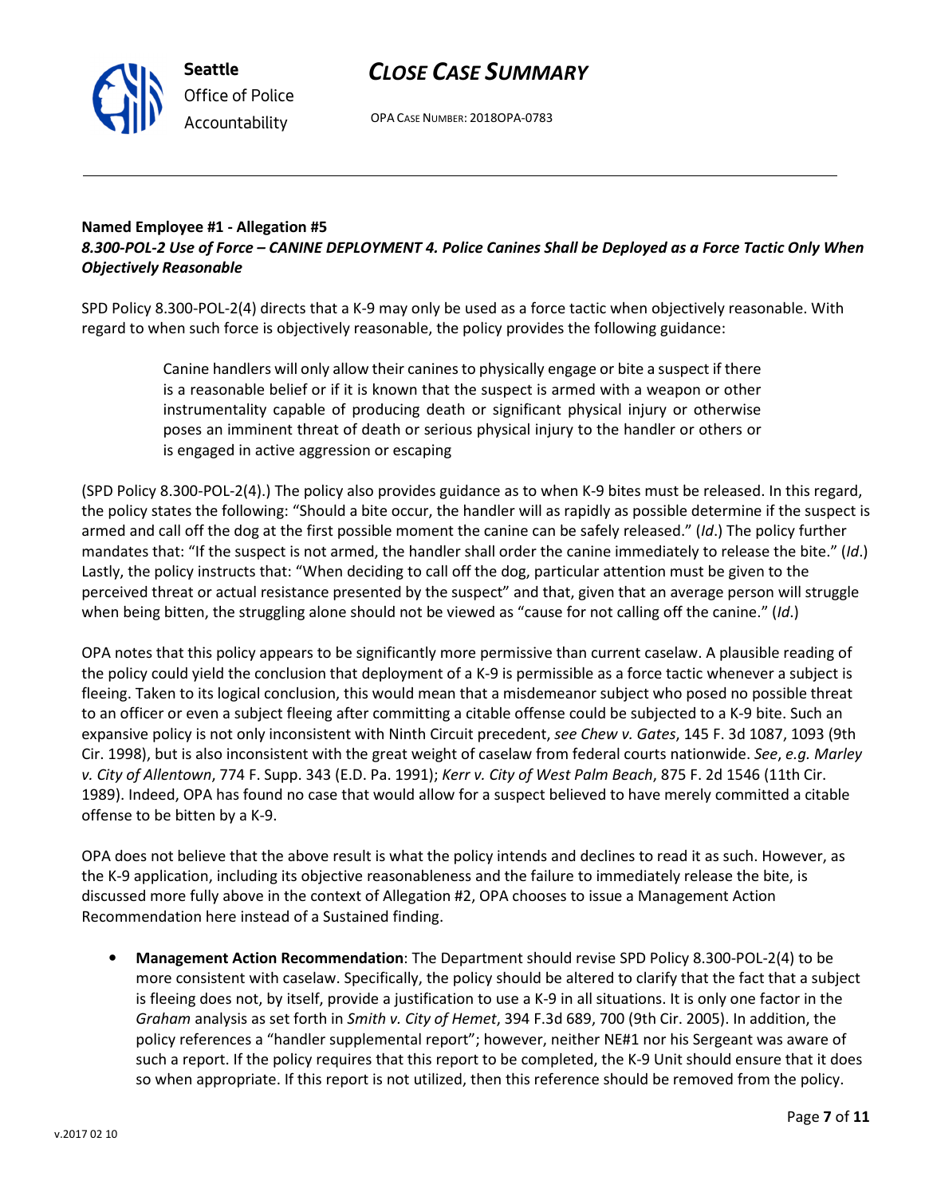**Named Employee #1 - Allegation #5**
***8.300-POL-2 Use of Force – CANINE DEPLOYMENT 4. Police Canines Shall be Deployed as a Force Tactic Only When Objectively Reasonable***

SPD Policy 8.300-POL-2(4) directs that a K-9 may only be used as a force tactic when objectively reasonable. With regard to when such force is objectively reasonable, the policy provides the following guidance:

> Canine handlers will only allow their canines to physically engage or bite a suspect if there is a reasonable belief or if it is known that the suspect is armed with a weapon or other instrumentality capable of producing death or significant physical injury or otherwise poses an imminent threat of death or serious physical injury to the handler or others or is engaged in active aggression or escaping

(SPD Policy 8.300-POL-2(4).) The policy also provides guidance as to when K-9 bites must be released. In this regard, the policy states the following: "Should a bite occur, the handler will as rapidly as possible determine if the suspect is armed and call off the dog at the first possible moment the canine can be safely released." (*Id*.) The policy further mandates that: "If the suspect is not armed, the handler shall order the canine immediately to release the bite." (*Id*.) Lastly, the policy instructs that: "When deciding to call off the dog, particular attention must be given to the perceived threat or actual resistance presented by the suspect" and that, given that an average person will struggle when being bitten, the struggling alone should not be viewed as "cause for not calling off the canine." (*Id*.)

OPA notes that this policy appears to be significantly more permissive than current caselaw. A plausible reading of the policy could yield the conclusion that deployment of a K-9 is permissible as a force tactic whenever a subject is fleeing. Taken to its logical conclusion, this would mean that a misdemeanor subject who posed no possible threat to an officer or even a subject fleeing after committing a citable offense could be subjected to a K-9 bite. Such an expansive policy is not only inconsistent with Ninth Circuit precedent, *see Chew v. Gates*, 145 F. 3d 1087, 1093 (9th Cir. 1998), but is also inconsistent with the great weight of caselaw from federal courts nationwide. *See*, *e.g. Marley v. City of Allentown*, 774 F. Supp. 343 (E.D. Pa. 1991); *Kerr v. City of West Palm Beach*, 875 F. 2d 1546 (11th Cir. 1989). Indeed, OPA has found no case that would allow for a suspect believed to have merely committed a citable offense to be bitten by a K-9.

OPA does not believe that the above result is what the policy intends and declines to read it as such. However, as the K-9 application, including its objective reasonableness and the failure to immediately release the bite, is discussed more fully above in the context of Allegation #2, OPA chooses to issue a Management Action Recommendation here instead of a Sustained finding.

- **Management Action Recommendation**: The Department should revise SPD Policy 8.300-POL-2(4) to be more consistent with caselaw. Specifically, the policy should be altered to clarify that the fact that a subject is fleeing does not, by itself, provide a justification to use a K-9 in all situations. It is only one factor in the *Graham* analysis as set forth in *Smith v. City of Hemet*, 394 F.3d 689, 700 (9th Cir. 2005). In addition, the policy references a "handler supplemental report"; however, neither NE#1 nor his Sergeant was aware of such a report. If the policy requires that this report to be completed, the K-9 Unit should ensure that it does so when appropriate. If this report is not utilized, then this reference should be removed from the policy.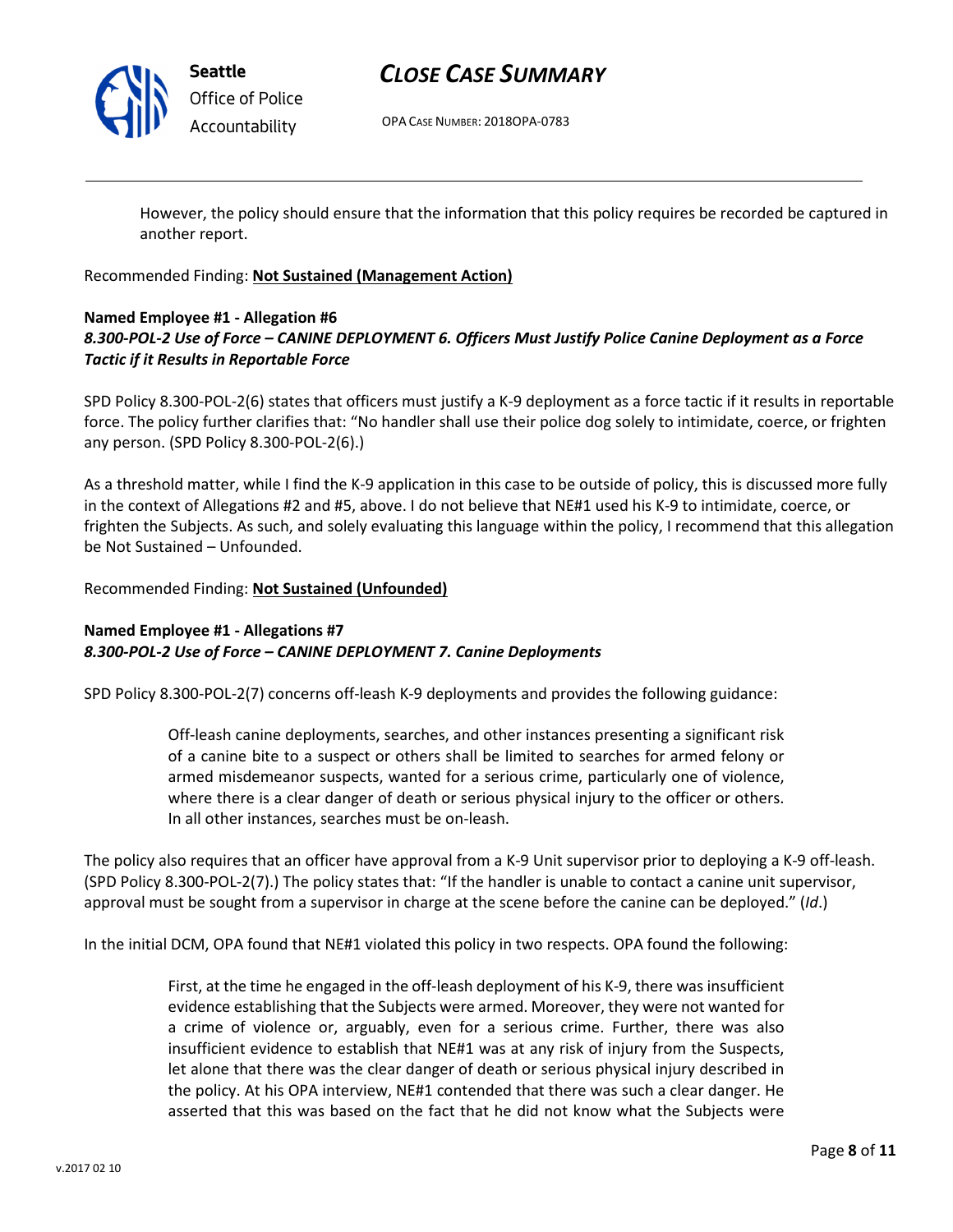> However, the policy should ensure that the information that this policy requires be recorded be captured in another report.

Recommended Finding: **Not Sustained (Management Action)**

**Named Employee #1 - Allegation #6**
***8.300-POL-2 Use of Force – CANINE DEPLOYMENT 6. Officers Must Justify Police Canine Deployment as a Force Tactic if it Results in Reportable Force***

SPD Policy 8.300-POL-2(6) states that officers must justify a K-9 deployment as a force tactic if it results in reportable force. The policy further clarifies that: "No handler shall use their police dog solely to intimidate, coerce, or frighten any person. (SPD Policy 8.300-POL-2(6).)

As a threshold matter, while I find the K-9 application in this case to be outside of policy, this is discussed more fully in the context of Allegations #2 and #5, above. I do not believe that NE#1 used his K-9 to intimidate, coerce, or frighten the Subjects. As such, and solely evaluating this language within the policy, I recommend that this allegation be Not Sustained – Unfounded.

Recommended Finding: **Not Sustained (Unfounded)**

**Named Employee #1 - Allegations #7**
***8.300-POL-2 Use of Force – CANINE DEPLOYMENT 7. Canine Deployments***

SPD Policy 8.300-POL-2(7) concerns off-leash K-9 deployments and provides the following guidance:

> Off-leash canine deployments, searches, and other instances presenting a significant risk of a canine bite to a suspect or others shall be limited to searches for armed felony or armed misdemeanor suspects, wanted for a serious crime, particularly one of violence, where there is a clear danger of death or serious physical injury to the officer or others. In all other instances, searches must be on-leash.

The policy also requires that an officer have approval from a K-9 Unit supervisor prior to deploying a K-9 off-leash. (SPD Policy 8.300-POL-2(7).) The policy states that: "If the handler is unable to contact a canine unit supervisor, approval must be sought from a supervisor in charge at the scene before the canine can be deployed." (*Id*.)

In the initial DCM, OPA found that NE#1 violated this policy in two respects. OPA found the following:

> First, at the time he engaged in the off-leash deployment of his K-9, there was insufficient evidence establishing that the Subjects were armed. Moreover, they were not wanted for a crime of violence or, arguably, even for a serious crime. Further, there was also insufficient evidence to establish that NE#1 was at any risk of injury from the Suspects, let alone that there was the clear danger of death or serious physical injury described in the policy. At his OPA interview, NE#1 contended that there was such a clear danger. He asserted that this was based on the fact that he did not know what the Subjects were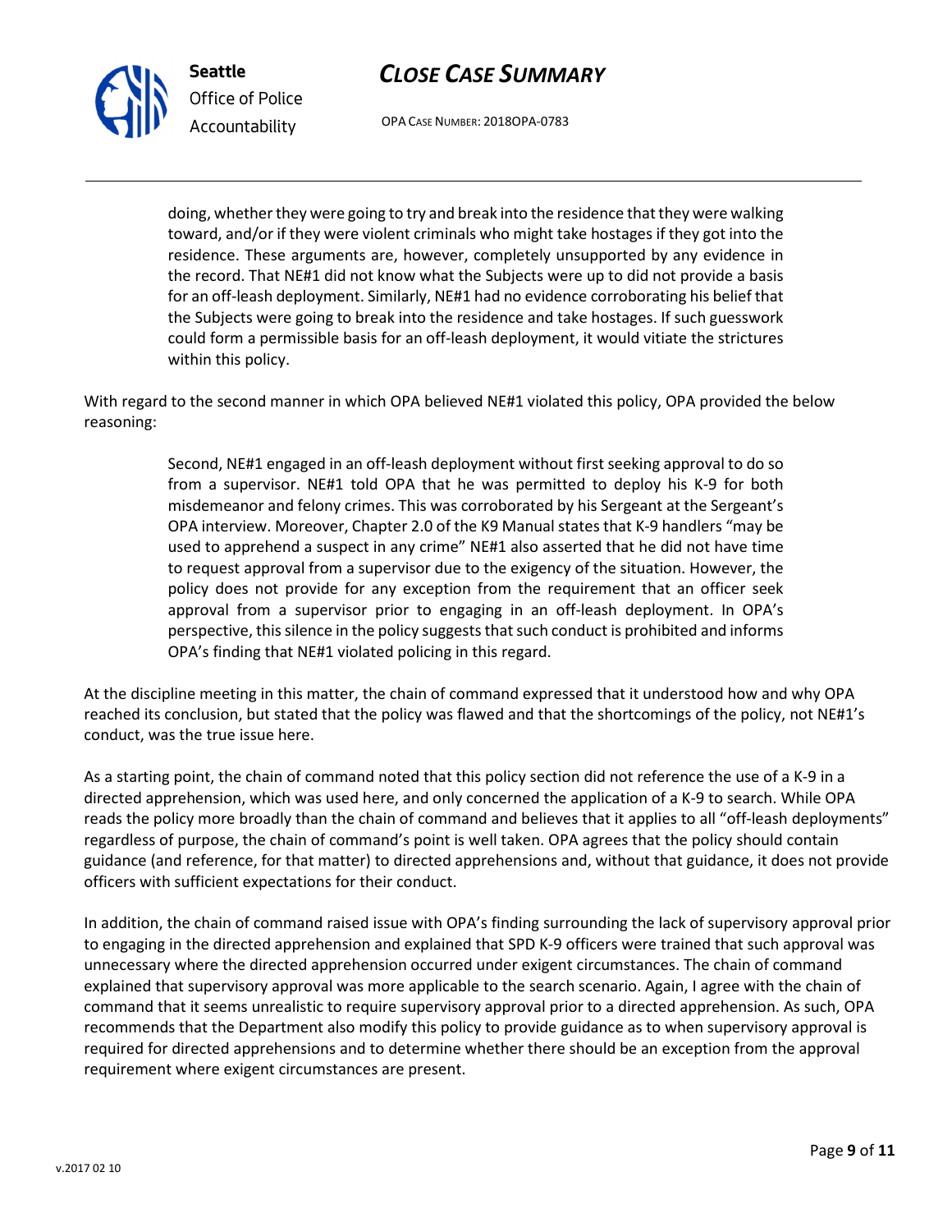> doing, whether they were going to try and break into the residence that they were walking toward, and/or if they were violent criminals who might take hostages if they got into the residence. These arguments are, however, completely unsupported by any evidence in the record. That NE#1 did not know what the Subjects were up to did not provide a basis for an off-leash deployment. Similarly, NE#1 had no evidence corroborating his belief that the Subjects were going to break into the residence and take hostages. If such guesswork could form a permissible basis for an off-leash deployment, it would vitiate the strictures within this policy.

With regard to the second manner in which OPA believed NE#1 violated this policy, OPA provided the below reasoning:

> Second, NE#1 engaged in an off-leash deployment without first seeking approval to do so from a supervisor. NE#1 told OPA that he was permitted to deploy his K-9 for both misdemeanor and felony crimes. This was corroborated by his Sergeant at the Sergeant's OPA interview. Moreover, Chapter 2.0 of the K9 Manual states that K-9 handlers "may be used to apprehend a suspect in any crime" NE#1 also asserted that he did not have time to request approval from a supervisor due to the exigency of the situation. However, the policy does not provide for any exception from the requirement that an officer seek approval from a supervisor prior to engaging in an off-leash deployment. In OPA's perspective, this silence in the policy suggests that such conduct is prohibited and informs OPA's finding that NE#1 violated policing in this regard.

At the discipline meeting in this matter, the chain of command expressed that it understood how and why OPA reached its conclusion, but stated that the policy was flawed and that the shortcomings of the policy, not NE#1's conduct, was the true issue here.

As a starting point, the chain of command noted that this policy section did not reference the use of a K-9 in a directed apprehension, which was used here, and only concerned the application of a K-9 to search. While OPA reads the policy more broadly than the chain of command and believes that it applies to all "off-leash deployments" regardless of purpose, the chain of command's point is well taken. OPA agrees that the policy should contain guidance (and reference, for that matter) to directed apprehensions and, without that guidance, it does not provide officers with sufficient expectations for their conduct.

In addition, the chain of command raised issue with OPA's finding surrounding the lack of supervisory approval prior to engaging in the directed apprehension and explained that SPD K-9 officers were trained that such approval was unnecessary where the directed apprehension occurred under exigent circumstances. The chain of command explained that supervisory approval was more applicable to the search scenario. Again, I agree with the chain of command that it seems unrealistic to require supervisory approval prior to a directed apprehension. As such, OPA recommends that the Department also modify this policy to provide guidance as to when supervisory approval is required for directed apprehensions and to determine whether there should be an exception from the approval requirement where exigent circumstances are present.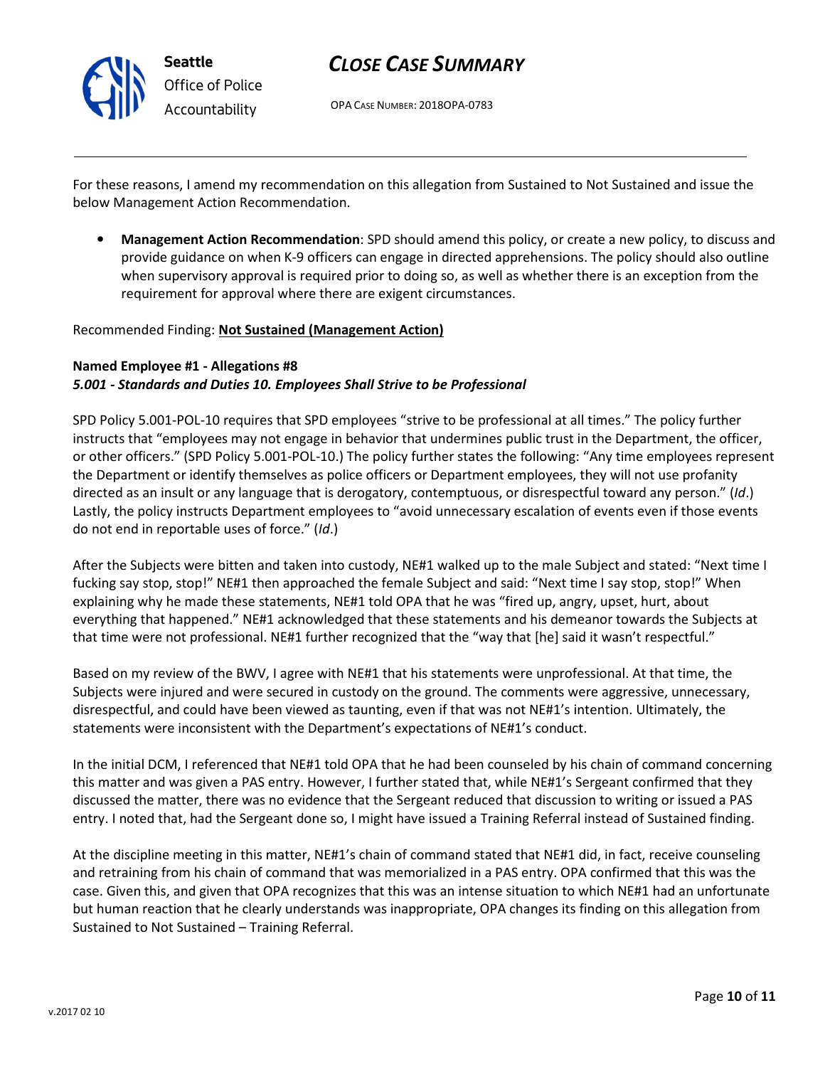For these reasons, I amend my recommendation on this allegation from Sustained to Not Sustained and issue the below Management Action Recommendation.

- **Management Action Recommendation**: SPD should amend this policy, or create a new policy, to discuss and provide guidance on when K-9 officers can engage in directed apprehensions. The policy should also outline when supervisory approval is required prior to doing so, as well as whether there is an exception from the requirement for approval where there are exigent circumstances.

Recommended Finding: **Not Sustained (Management Action)**

**Named Employee #1 - Allegations #8**
***5.001 - Standards and Duties 10. Employees Shall Strive to be Professional***

SPD Policy 5.001-POL-10 requires that SPD employees "strive to be professional at all times." The policy further instructs that "employees may not engage in behavior that undermines public trust in the Department, the officer, or other officers." (SPD Policy 5.001-POL-10.) The policy further states the following: "Any time employees represent the Department or identify themselves as police officers or Department employees, they will not use profanity directed as an insult or any language that is derogatory, contemptuous, or disrespectful toward any person." (*Id*.) Lastly, the policy instructs Department employees to "avoid unnecessary escalation of events even if those events do not end in reportable uses of force." (*Id*.)

After the Subjects were bitten and taken into custody, NE#1 walked up to the male Subject and stated: "Next time I fucking say stop, stop!" NE#1 then approached the female Subject and said: "Next time I say stop, stop!" When explaining why he made these statements, NE#1 told OPA that he was "fired up, angry, upset, hurt, about everything that happened." NE#1 acknowledged that these statements and his demeanor towards the Subjects at that time were not professional. NE#1 further recognized that the "way that [he] said it wasn't respectful."

Based on my review of the BWV, I agree with NE#1 that his statements were unprofessional. At that time, the Subjects were injured and were secured in custody on the ground. The comments were aggressive, unnecessary, disrespectful, and could have been viewed as taunting, even if that was not NE#1's intention. Ultimately, the statements were inconsistent with the Department's expectations of NE#1's conduct.

In the initial DCM, I referenced that NE#1 told OPA that he had been counseled by his chain of command concerning this matter and was given a PAS entry. However, I further stated that, while NE#1's Sergeant confirmed that they discussed the matter, there was no evidence that the Sergeant reduced that discussion to writing or issued a PAS entry. I noted that, had the Sergeant done so, I might have issued a Training Referral instead of Sustained finding.

At the discipline meeting in this matter, NE#1's chain of command stated that NE#1 did, in fact, receive counseling and retraining from his chain of command that was memorialized in a PAS entry. OPA confirmed that this was the case. Given this, and given that OPA recognizes that this was an intense situation to which NE#1 had an unfortunate but human reaction that he clearly understands was inappropriate, OPA changes its finding on this allegation from Sustained to Not Sustained – Training Referral.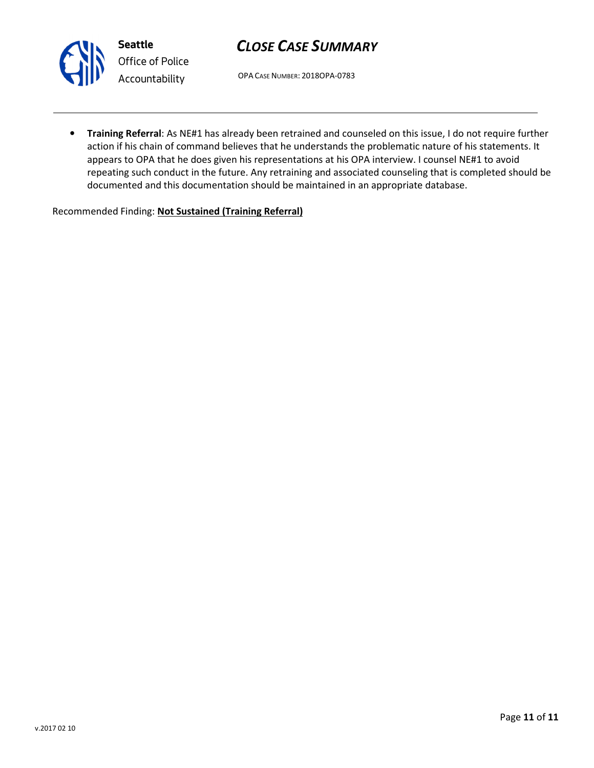- **Training Referral**: As NE#1 has already been retrained and counseled on this issue, I do not require further action if his chain of command believes that he understands the problematic nature of his statements. It appears to OPA that he does given his representations at his OPA interview. I counsel NE#1 to avoid repeating such conduct in the future. Any retraining and associated counseling that is completed should be documented and this documentation should be maintained in an appropriate database.

Recommended Finding: **Not Sustained (Training Referral)**